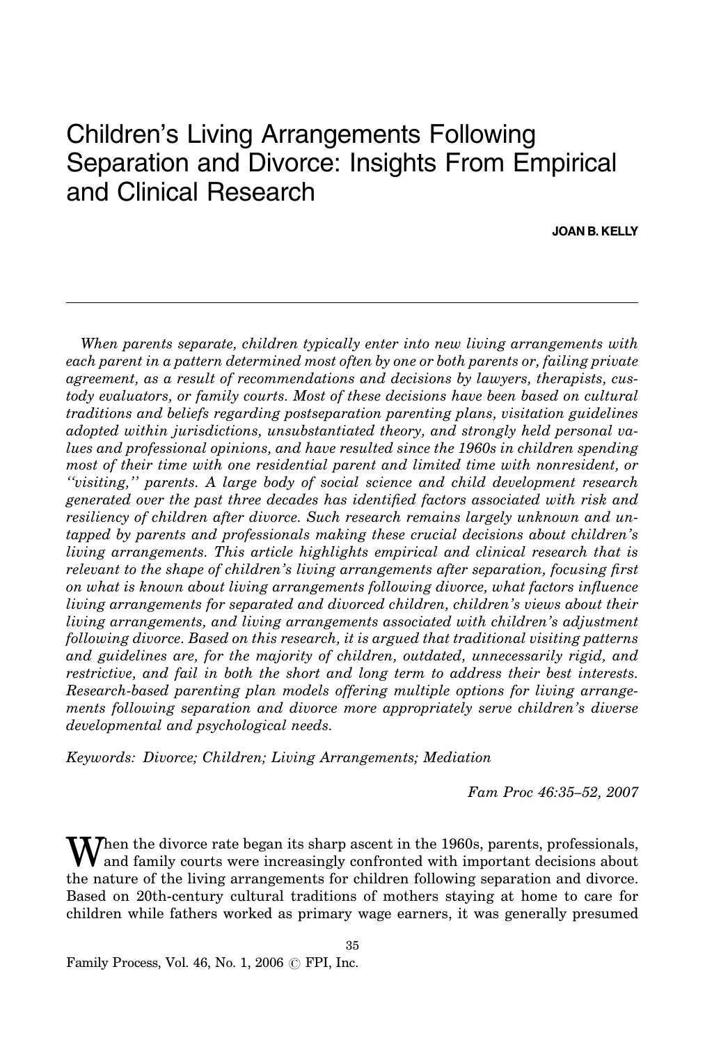# Children's Living Arrangements Following Separation and Divorce: Insights From Empirical and Clinical Research

**JOAN B. KELLY**

*When parents separate, children typically enter into new living arrangements with each parent in a pattern determined most often by one or both parents or, failing private agreement, as a result of recommendations and decisions by lawyers, therapists, custody evaluators, or family courts. Most of these decisions have been based on cultural traditions and beliefs regarding postseparation parenting plans, visitation guidelines adopted within jurisdictions, unsubstantiated theory, and strongly held personal values and professional opinions, and have resulted since the 1960s in children spending most of their time with one residential parent and limited time with nonresident, or "visiting," parents. A large body of social science and child development research generated over the past three decades has identified factors associated with risk and resiliency of children after divorce. Such research remains largely unknown and untapped by parents and professionals making these crucial decisions about children's living arrangements. This article highlights empirical and clinical research that is relevant to the shape of children's living arrangements after separation, focusing first on what is known about living arrangements following divorce, what factors influence living arrangements for separated and divorced children, children's views about their living arrangements, and living arrangements associated with children's adjustment following divorce. Based on this research, it is argued that traditional visiting patterns and guidelines are, for the majority of children, outdated, unnecessarily rigid, and restrictive, and fail in both the short and long term to address their best interests. Research-based parenting plan models offering multiple options for living arrangements following separation and divorce more appropriately serve children's diverse developmental and psychological needs.*

*Keywords: Divorce; Children; Living Arrangements; Mediation*

*Fam Proc 46:35–52, 2007*

When the divorce rate began its sharp ascent in the 1960s, parents, professionals, and family courts were increasingly confronted with important decisions about the nature of the living arrangements for children following separation and divorce. Based on 20th-century cultural traditions of mothers staying at home to care for children while fathers worked as primary wage earners, it was generally presumed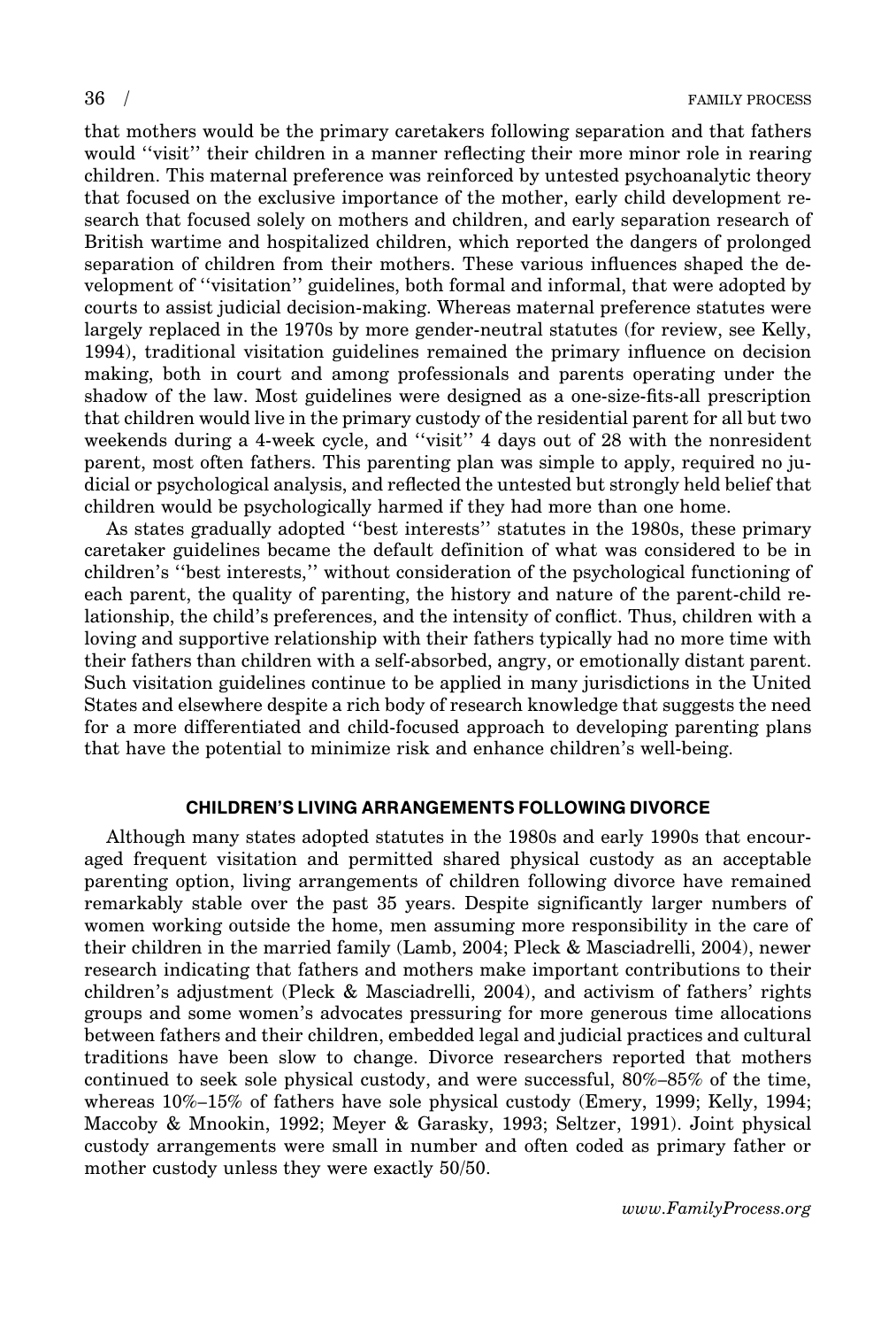that mothers would be the primary caretakers following separation and that fathers would ''visit'' their children in a manner reflecting their more minor role in rearing children. This maternal preference was reinforced by untested psychoanalytic theory that focused on the exclusive importance of the mother, early child development research that focused solely on mothers and children, and early separation research of British wartime and hospitalized children, which reported the dangers of prolonged separation of children from their mothers. These various influences shaped the development of ''visitation'' guidelines, both formal and informal, that were adopted by courts to assist judicial decision-making. Whereas maternal preference statutes were largely replaced in the 1970s by more gender-neutral statutes (for review, see Kelly, 1994), traditional visitation guidelines remained the primary influence on decision making, both in court and among professionals and parents operating under the shadow of the law. Most guidelines were designed as a one-size-fits-all prescription that children would live in the primary custody of the residential parent for all but two weekends during a 4-week cycle, and ''visit'' 4 days out of 28 with the nonresident parent, most often fathers. This parenting plan was simple to apply, required no judicial or psychological analysis, and reflected the untested but strongly held belief that children would be psychologically harmed if they had more than one home.

As states gradually adopted ''best interests'' statutes in the 1980s, these primary caretaker guidelines became the default definition of what was considered to be in children's ''best interests,'' without consideration of the psychological functioning of each parent, the quality of parenting, the history and nature of the parent-child relationship, the child's preferences, and the intensity of conflict. Thus, children with a loving and supportive relationship with their fathers typically had no more time with their fathers than children with a self-absorbed, angry, or emotionally distant parent. Such visitation guidelines continue to be applied in many jurisdictions in the United States and elsewhere despite a rich body of research knowledge that suggests the need for a more differentiated and child-focused approach to developing parenting plans that have the potential to minimize risk and enhance children's well-being.

## CHILDREN'S LIVING ARRANGEMENTS FOLLOWING DIVORCE

Although many states adopted statutes in the 1980s and early 1990s that encouraged frequent visitation and permitted shared physical custody as an acceptable parenting option, living arrangements of children following divorce have remained remarkably stable over the past 35 years. Despite significantly larger numbers of women working outside the home, men assuming more responsibility in the care of their children in the married family (Lamb, 2004; Pleck & Masciadrelli, 2004), newer research indicating that fathers and mothers make important contributions to their children's adjustment (Pleck & Masciadrelli, 2004), and activism of fathers' rights groups and some women's advocates pressuring for more generous time allocations between fathers and their children, embedded legal and judicial practices and cultural traditions have been slow to change. Divorce researchers reported that mothers continued to seek sole physical custody, and were successful, 80%–85% of the time, whereas 10%–15% of fathers have sole physical custody (Emery, 1999; Kelly, 1994; Maccoby & Mnookin, 1992; Meyer & Garasky, 1993; Seltzer, 1991). Joint physical custody arrangements were small in number and often coded as primary father or mother custody unless they were exactly 50/50.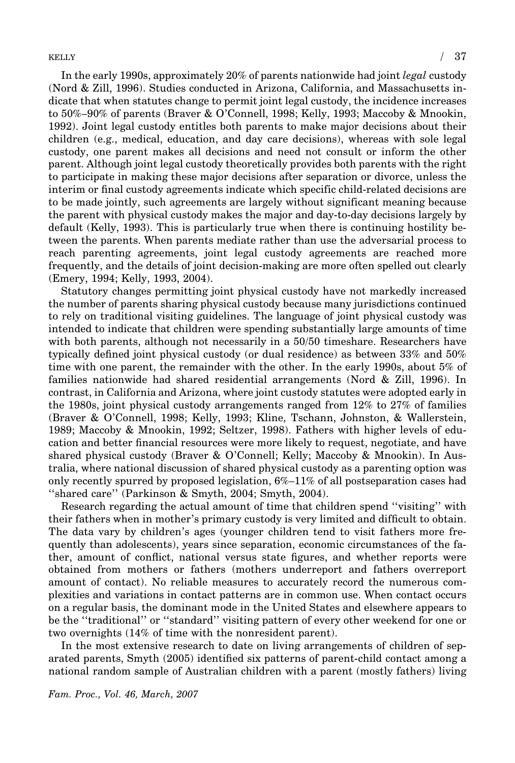In the early 1990s, approximately 20% of parents nationwide had joint *legal* custody (Nord & Zill, 1996). Studies conducted in Arizona, California, and Massachusetts indicate that when statutes change to permit joint legal custody, the incidence increases to 50%–90% of parents (Braver & O'Connell, 1998; Kelly, 1993; Maccoby & Mnookin, 1992). Joint legal custody entitles both parents to make major decisions about their children (e.g., medical, education, and day care decisions), whereas with sole legal custody, one parent makes all decisions and need not consult or inform the other parent. Although joint legal custody theoretically provides both parents with the right to participate in making these major decisions after separation or divorce, unless the interim or final custody agreements indicate which specific child-related decisions are to be made jointly, such agreements are largely without significant meaning because the parent with physical custody makes the major and day-to-day decisions largely by default (Kelly, 1993). This is particularly true when there is continuing hostility between the parents. When parents mediate rather than use the adversarial process to reach parenting agreements, joint legal custody agreements are reached more frequently, and the details of joint decision-making are more often spelled out clearly (Emery, 1994; Kelly, 1993, 2004).

Statutory changes permitting joint physical custody have not markedly increased the number of parents sharing physical custody because many jurisdictions continued to rely on traditional visiting guidelines. The language of joint physical custody was intended to indicate that children were spending substantially large amounts of time with both parents, although not necessarily in a 50/50 timeshare. Researchers have typically defined joint physical custody (or dual residence) as between 33% and 50% time with one parent, the remainder with the other. In the early 1990s, about 5% of families nationwide had shared residential arrangements (Nord & Zill, 1996). In contrast, in California and Arizona, where joint custody statutes were adopted early in the 1980s, joint physical custody arrangements ranged from 12% to 27% of families (Braver & O'Connell, 1998; Kelly, 1993; Kline, Tschann, Johnston, & Wallerstein, 1989; Maccoby & Mnookin, 1992; Seltzer, 1998). Fathers with higher levels of education and better financial resources were more likely to request, negotiate, and have shared physical custody (Braver & O'Connell; Kelly; Maccoby & Mnookin). In Australia, where national discussion of shared physical custody as a parenting option was only recently spurred by proposed legislation, 6%–11% of all postseparation cases had ''shared care'' (Parkinson & Smyth, 2004; Smyth, 2004).

Research regarding the actual amount of time that children spend ''visiting'' with their fathers when in mother's primary custody is very limited and difficult to obtain. The data vary by children's ages (younger children tend to visit fathers more frequently than adolescents), years since separation, economic circumstances of the father, amount of conflict, national versus state figures, and whether reports were obtained from mothers or fathers (mothers underreport and fathers overreport amount of contact). No reliable measures to accurately record the numerous complexities and variations in contact patterns are in common use. When contact occurs on a regular basis, the dominant mode in the United States and elsewhere appears to be the ''traditional'' or ''standard'' visiting pattern of every other weekend for one or two overnights (14% of time with the nonresident parent).

In the most extensive research to date on living arrangements of children of separated parents, Smyth (2005) identified six patterns of parent-child contact among a national random sample of Australian children with a parent (mostly fathers) living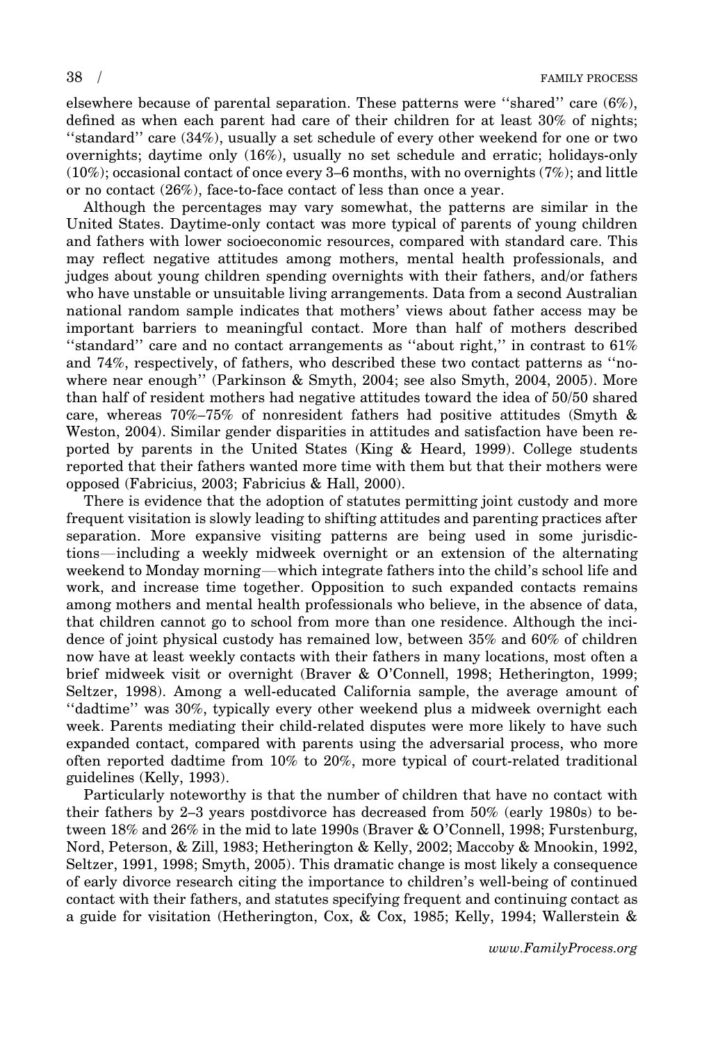elsewhere because of parental separation. These patterns were ''shared'' care (6%), defined as when each parent had care of their children for at least 30% of nights; ''standard'' care (34%), usually a set schedule of every other weekend for one or two overnights; daytime only (16%), usually no set schedule and erratic; holidays-only (10%); occasional contact of once every 3–6 months, with no overnights (7%); and little or no contact (26%), face-to-face contact of less than once a year.

Although the percentages may vary somewhat, the patterns are similar in the United States. Daytime-only contact was more typical of parents of young children and fathers with lower socioeconomic resources, compared with standard care. This may reflect negative attitudes among mothers, mental health professionals, and judges about young children spending overnights with their fathers, and/or fathers who have unstable or unsuitable living arrangements. Data from a second Australian national random sample indicates that mothers' views about father access may be important barriers to meaningful contact. More than half of mothers described ''standard'' care and no contact arrangements as ''about right,'' in contrast to 61% and 74%, respectively, of fathers, who described these two contact patterns as ''nowhere near enough'' (Parkinson & Smyth, 2004; see also Smyth, 2004, 2005). More than half of resident mothers had negative attitudes toward the idea of 50/50 shared care, whereas 70%–75% of nonresident fathers had positive attitudes (Smyth & Weston, 2004). Similar gender disparities in attitudes and satisfaction have been reported by parents in the United States (King & Heard, 1999). College students reported that their fathers wanted more time with them but that their mothers were opposed (Fabricius, 2003; Fabricius & Hall, 2000).

There is evidence that the adoption of statutes permitting joint custody and more frequent visitation is slowly leading to shifting attitudes and parenting practices after separation. More expansive visiting patterns are being used in some jurisdictions—including a weekly midweek overnight or an extension of the alternating weekend to Monday morning—which integrate fathers into the child's school life and work, and increase time together. Opposition to such expanded contacts remains among mothers and mental health professionals who believe, in the absence of data, that children cannot go to school from more than one residence. Although the incidence of joint physical custody has remained low, between 35% and 60% of children now have at least weekly contacts with their fathers in many locations, most often a brief midweek visit or overnight (Braver & O'Connell, 1998; Hetherington, 1999; Seltzer, 1998). Among a well-educated California sample, the average amount of ''dadtime'' was 30%, typically every other weekend plus a midweek overnight each week. Parents mediating their child-related disputes were more likely to have such expanded contact, compared with parents using the adversarial process, who more often reported dadtime from 10% to 20%, more typical of court-related traditional guidelines (Kelly, 1993).

Particularly noteworthy is that the number of children that have no contact with their fathers by 2–3 years postdivorce has decreased from 50% (early 1980s) to between 18% and 26% in the mid to late 1990s (Braver & O'Connell, 1998; Furstenburg, Nord, Peterson, & Zill, 1983; Hetherington & Kelly, 2002; Maccoby & Mnookin, 1992, Seltzer, 1991, 1998; Smyth, 2005). This dramatic change is most likely a consequence of early divorce research citing the importance to children's well-being of continued contact with their fathers, and statutes specifying frequent and continuing contact as a guide for visitation (Hetherington, Cox, & Cox, 1985; Kelly, 1994; Wallerstein &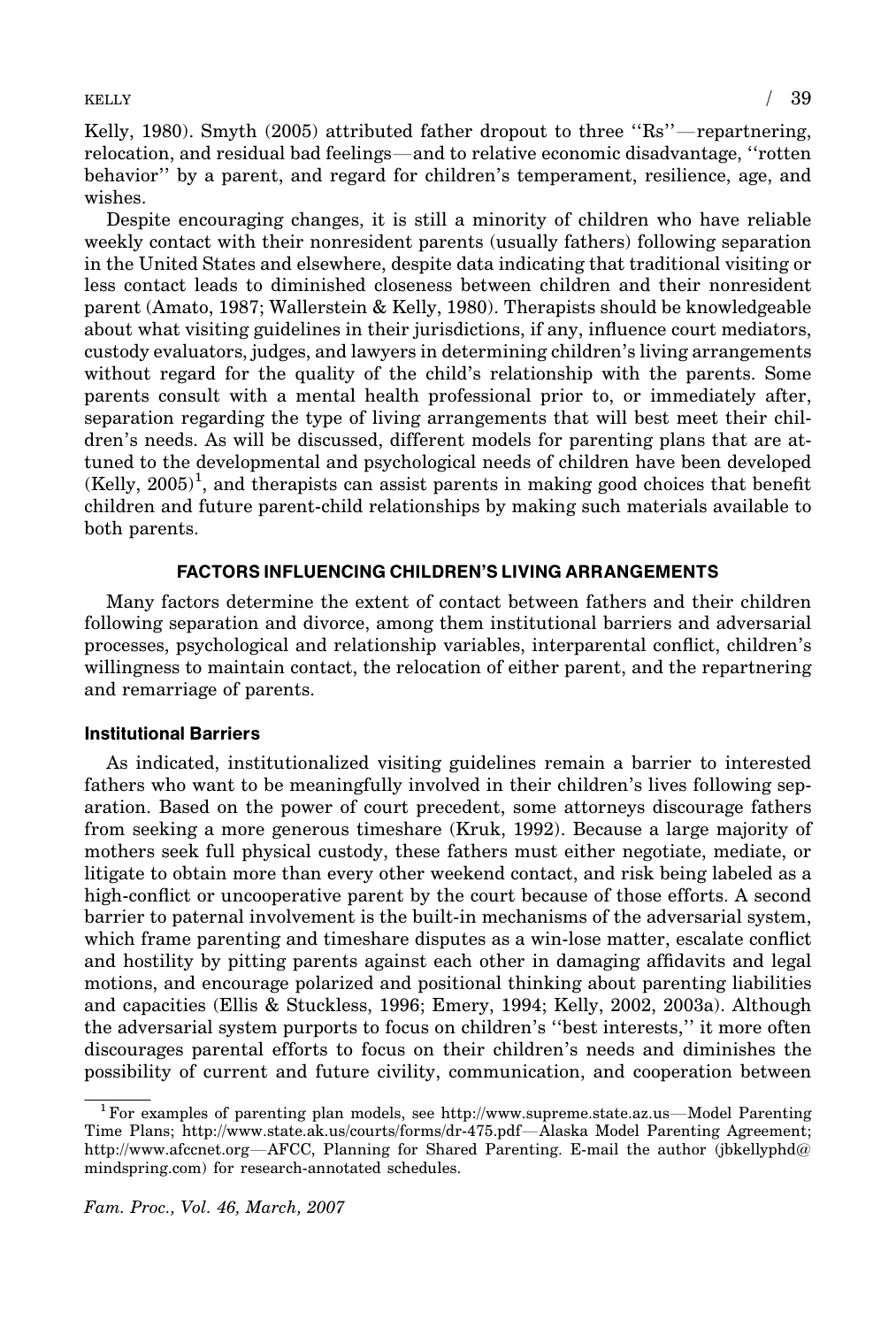Kelly, 1980). Smyth (2005) attributed father dropout to three ''Rs''—repartnering, relocation, and residual bad feelings—and to relative economic disadvantage, ''rotten behavior'' by a parent, and regard for children's temperament, resilience, age, and wishes.

Despite encouraging changes, it is still a minority of children who have reliable weekly contact with their nonresident parents (usually fathers) following separation in the United States and elsewhere, despite data indicating that traditional visiting or less contact leads to diminished closeness between children and their nonresident parent (Amato, 1987; Wallerstein & Kelly, 1980). Therapists should be knowledgeable about what visiting guidelines in their jurisdictions, if any, influence court mediators, custody evaluators, judges, and lawyers in determining children's living arrangements without regard for the quality of the child's relationship with the parents. Some parents consult with a mental health professional prior to, or immediately after, separation regarding the type of living arrangements that will best meet their children's needs. As will be discussed, different models for parenting plans that are attuned to the developmental and psychological needs of children have been developed (Kelly, 2005)[1], and therapists can assist parents in making good choices that benefit children and future parent-child relationships by making such materials available to both parents.

## FACTORS INFLUENCING CHILDREN'S LIVING ARRANGEMENTS

Many factors determine the extent of contact between fathers and their children following separation and divorce, among them institutional barriers and adversarial processes, psychological and relationship variables, interparental conflict, children's willingness to maintain contact, the relocation of either parent, and the repartnering and remarriage of parents.

### Institutional Barriers

As indicated, institutionalized visiting guidelines remain a barrier to interested fathers who want to be meaningfully involved in their children's lives following separation. Based on the power of court precedent, some attorneys discourage fathers from seeking a more generous timeshare (Kruk, 1992). Because a large majority of mothers seek full physical custody, these fathers must either negotiate, mediate, or litigate to obtain more than every other weekend contact, and risk being labeled as a high-conflict or uncooperative parent by the court because of those efforts. A second barrier to paternal involvement is the built-in mechanisms of the adversarial system, which frame parenting and timeshare disputes as a win-lose matter, escalate conflict and hostility by pitting parents against each other in damaging affidavits and legal motions, and encourage polarized and positional thinking about parenting liabilities and capacities (Ellis & Stuckless, 1996; Emery, 1994; Kelly, 2002, 2003a). Although the adversarial system purports to focus on children's ''best interests,'' it more often discourages parental efforts to focus on their children's needs and diminishes the possibility of current and future civility, communication, and cooperation between

[1] For examples of parenting plan models, see http://www.supreme.state.az.us—Model Parenting Time Plans; http://www.state.ak.us/courts/forms/dr-475.pdf—Alaska Model Parenting Agreement; http://www.afccnet.org—AFCC, Planning for Shared Parenting. E-mail the author (jbkellyphd@mindspring.com) for research-annotated schedules.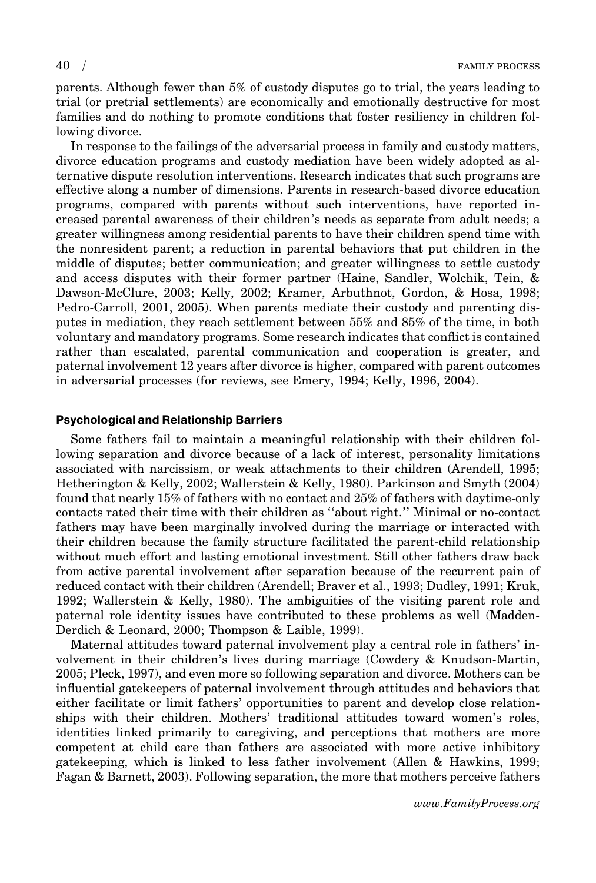parents. Although fewer than 5% of custody disputes go to trial, the years leading to trial (or pretrial settlements) are economically and emotionally destructive for most families and do nothing to promote conditions that foster resiliency in children following divorce.

In response to the failings of the adversarial process in family and custody matters, divorce education programs and custody mediation have been widely adopted as alternative dispute resolution interventions. Research indicates that such programs are effective along a number of dimensions. Parents in research-based divorce education programs, compared with parents without such interventions, have reported increased parental awareness of their children's needs as separate from adult needs; a greater willingness among residential parents to have their children spend time with the nonresident parent; a reduction in parental behaviors that put children in the middle of disputes; better communication; and greater willingness to settle custody and access disputes with their former partner (Haine, Sandler, Wolchik, Tein, & Dawson-McClure, 2003; Kelly, 2002; Kramer, Arbuthnot, Gordon, & Hosa, 1998; Pedro-Carroll, 2001, 2005). When parents mediate their custody and parenting disputes in mediation, they reach settlement between 55% and 85% of the time, in both voluntary and mandatory programs. Some research indicates that conflict is contained rather than escalated, parental communication and cooperation is greater, and paternal involvement 12 years after divorce is higher, compared with parent outcomes in adversarial processes (for reviews, see Emery, 1994; Kelly, 1996, 2004).

#### Psychological and Relationship Barriers

Some fathers fail to maintain a meaningful relationship with their children following separation and divorce because of a lack of interest, personality limitations associated with narcissism, or weak attachments to their children (Arendell, 1995; Hetherington & Kelly, 2002; Wallerstein & Kelly, 1980). Parkinson and Smyth (2004) found that nearly 15% of fathers with no contact and 25% of fathers with daytime-only contacts rated their time with their children as ''about right.'' Minimal or no-contact fathers may have been marginally involved during the marriage or interacted with their children because the family structure facilitated the parent-child relationship without much effort and lasting emotional investment. Still other fathers draw back from active parental involvement after separation because of the recurrent pain of reduced contact with their children (Arendell; Braver et al., 1993; Dudley, 1991; Kruk, 1992; Wallerstein & Kelly, 1980). The ambiguities of the visiting parent role and paternal role identity issues have contributed to these problems as well (Madden-Derdich & Leonard, 2000; Thompson & Laible, 1999).

Maternal attitudes toward paternal involvement play a central role in fathers' involvement in their children's lives during marriage (Cowdery & Knudson-Martin, 2005; Pleck, 1997), and even more so following separation and divorce. Mothers can be influential gatekeepers of paternal involvement through attitudes and behaviors that either facilitate or limit fathers' opportunities to parent and develop close relationships with their children. Mothers' traditional attitudes toward women's roles, identities linked primarily to caregiving, and perceptions that mothers are more competent at child care than fathers are associated with more active inhibitory gatekeeping, which is linked to less father involvement (Allen & Hawkins, 1999; Fagan & Barnett, 2003). Following separation, the more that mothers perceive fathers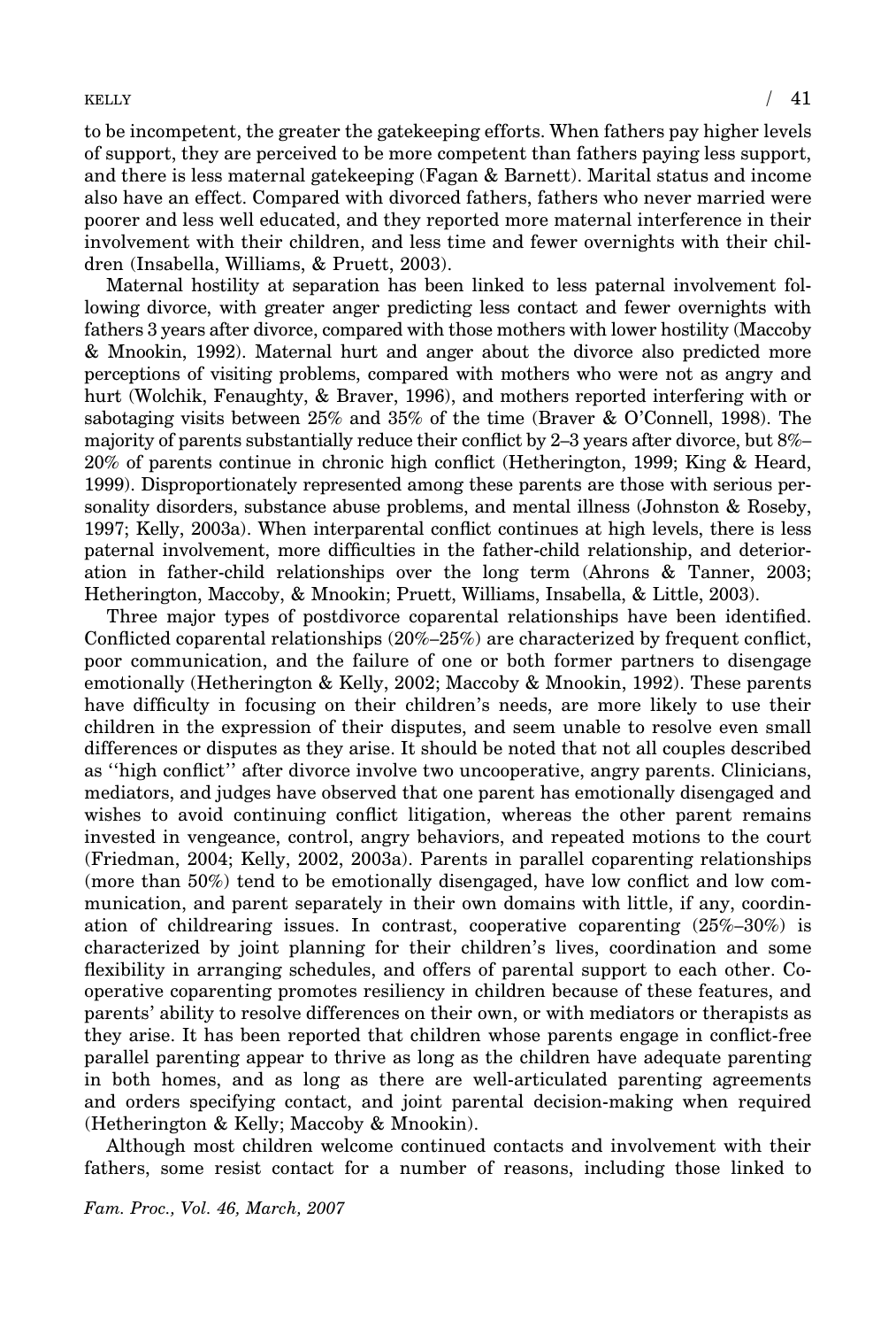to be incompetent, the greater the gatekeeping efforts. When fathers pay higher levels of support, they are perceived to be more competent than fathers paying less support, and there is less maternal gatekeeping (Fagan & Barnett). Marital status and income also have an effect. Compared with divorced fathers, fathers who never married were poorer and less well educated, and they reported more maternal interference in their involvement with their children, and less time and fewer overnights with their children (Insabella, Williams, & Pruett, 2003).

Maternal hostility at separation has been linked to less paternal involvement following divorce, with greater anger predicting less contact and fewer overnights with fathers 3 years after divorce, compared with those mothers with lower hostility (Maccoby & Mnookin, 1992). Maternal hurt and anger about the divorce also predicted more perceptions of visiting problems, compared with mothers who were not as angry and hurt (Wolchik, Fenaughty, & Braver, 1996), and mothers reported interfering with or sabotaging visits between 25% and 35% of the time (Braver & O'Connell, 1998). The majority of parents substantially reduce their conflict by 2–3 years after divorce, but 8%–20% of parents continue in chronic high conflict (Hetherington, 1999; King & Heard, 1999). Disproportionately represented among these parents are those with serious personality disorders, substance abuse problems, and mental illness (Johnston & Roseby, 1997; Kelly, 2003a). When interparental conflict continues at high levels, there is less paternal involvement, more difficulties in the father-child relationship, and deterioration in father-child relationships over the long term (Ahrons & Tanner, 2003; Hetherington, Maccoby, & Mnookin; Pruett, Williams, Insabella, & Little, 2003).

Three major types of postdivorce coparental relationships have been identified. Conflicted coparental relationships (20%–25%) are characterized by frequent conflict, poor communication, and the failure of one or both former partners to disengage emotionally (Hetherington & Kelly, 2002; Maccoby & Mnookin, 1992). These parents have difficulty in focusing on their children's needs, are more likely to use their children in the expression of their disputes, and seem unable to resolve even small differences or disputes as they arise. It should be noted that not all couples described as "high conflict" after divorce involve two uncooperative, angry parents. Clinicians, mediators, and judges have observed that one parent has emotionally disengaged and wishes to avoid continuing conflict litigation, whereas the other parent remains invested in vengeance, control, angry behaviors, and repeated motions to the court (Friedman, 2004; Kelly, 2002, 2003a). Parents in parallel coparenting relationships (more than 50%) tend to be emotionally disengaged, have low conflict and low communication, and parent separately in their own domains with little, if any, coordination of childrearing issues. In contrast, cooperative coparenting (25%–30%) is characterized by joint planning for their children's lives, coordination and some flexibility in arranging schedules, and offers of parental support to each other. Cooperative coparenting promotes resiliency in children because of these features, and parents' ability to resolve differences on their own, or with mediators or therapists as they arise. It has been reported that children whose parents engage in conflict-free parallel parenting appear to thrive as long as the children have adequate parenting in both homes, and as long as there are well-articulated parenting agreements and orders specifying contact, and joint parental decision-making when required (Hetherington & Kelly; Maccoby & Mnookin).

Although most children welcome continued contacts and involvement with their fathers, some resist contact for a number of reasons, including those linked to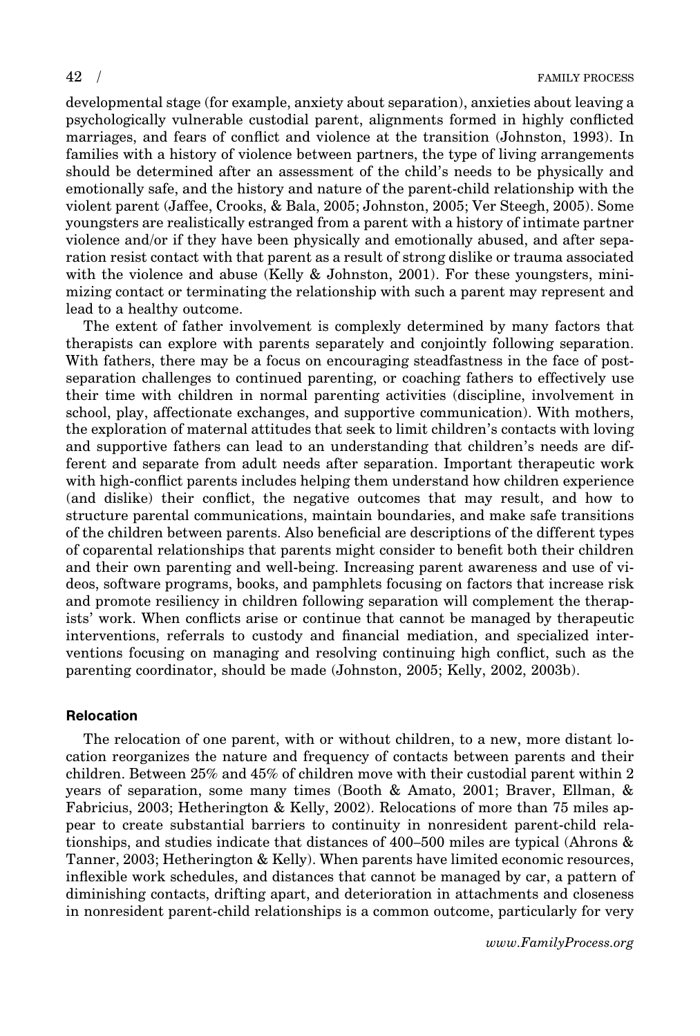developmental stage (for example, anxiety about separation), anxieties about leaving a psychologically vulnerable custodial parent, alignments formed in highly conflicted marriages, and fears of conflict and violence at the transition (Johnston, 1993). In families with a history of violence between partners, the type of living arrangements should be determined after an assessment of the child's needs to be physically and emotionally safe, and the history and nature of the parent-child relationship with the violent parent (Jaffee, Crooks, & Bala, 2005; Johnston, 2005; Ver Steegh, 2005). Some youngsters are realistically estranged from a parent with a history of intimate partner violence and/or if they have been physically and emotionally abused, and after separation resist contact with that parent as a result of strong dislike or trauma associated with the violence and abuse (Kelly & Johnston, 2001). For these youngsters, minimizing contact or terminating the relationship with such a parent may represent and lead to a healthy outcome.

The extent of father involvement is complexly determined by many factors that therapists can explore with parents separately and conjointly following separation. With fathers, there may be a focus on encouraging steadfastness in the face of post-separation challenges to continued parenting, or coaching fathers to effectively use their time with children in normal parenting activities (discipline, involvement in school, play, affectionate exchanges, and supportive communication). With mothers, the exploration of maternal attitudes that seek to limit children's contacts with loving and supportive fathers can lead to an understanding that children's needs are different and separate from adult needs after separation. Important therapeutic work with high-conflict parents includes helping them understand how children experience (and dislike) their conflict, the negative outcomes that may result, and how to structure parental communications, maintain boundaries, and make safe transitions of the children between parents. Also beneficial are descriptions of the different types of coparental relationships that parents might consider to benefit both their children and their own parenting and well-being. Increasing parent awareness and use of videos, software programs, books, and pamphlets focusing on factors that increase risk and promote resiliency in children following separation will complement the therapists' work. When conflicts arise or continue that cannot be managed by therapeutic interventions, referrals to custody and financial mediation, and specialized interventions focusing on managing and resolving continuing high conflict, such as the parenting coordinator, should be made (Johnston, 2005; Kelly, 2002, 2003b).

## Relocation

The relocation of one parent, with or without children, to a new, more distant location reorganizes the nature and frequency of contacts between parents and their children. Between 25% and 45% of children move with their custodial parent within 2 years of separation, some many times (Booth & Amato, 2001; Braver, Ellman, & Fabricius, 2003; Hetherington & Kelly, 2002). Relocations of more than 75 miles appear to create substantial barriers to continuity in nonresident parent-child relationships, and studies indicate that distances of 400–500 miles are typical (Ahrons & Tanner, 2003; Hetherington & Kelly). When parents have limited economic resources, inflexible work schedules, and distances that cannot be managed by car, a pattern of diminishing contacts, drifting apart, and deterioration in attachments and closeness in nonresident parent-child relationships is a common outcome, particularly for very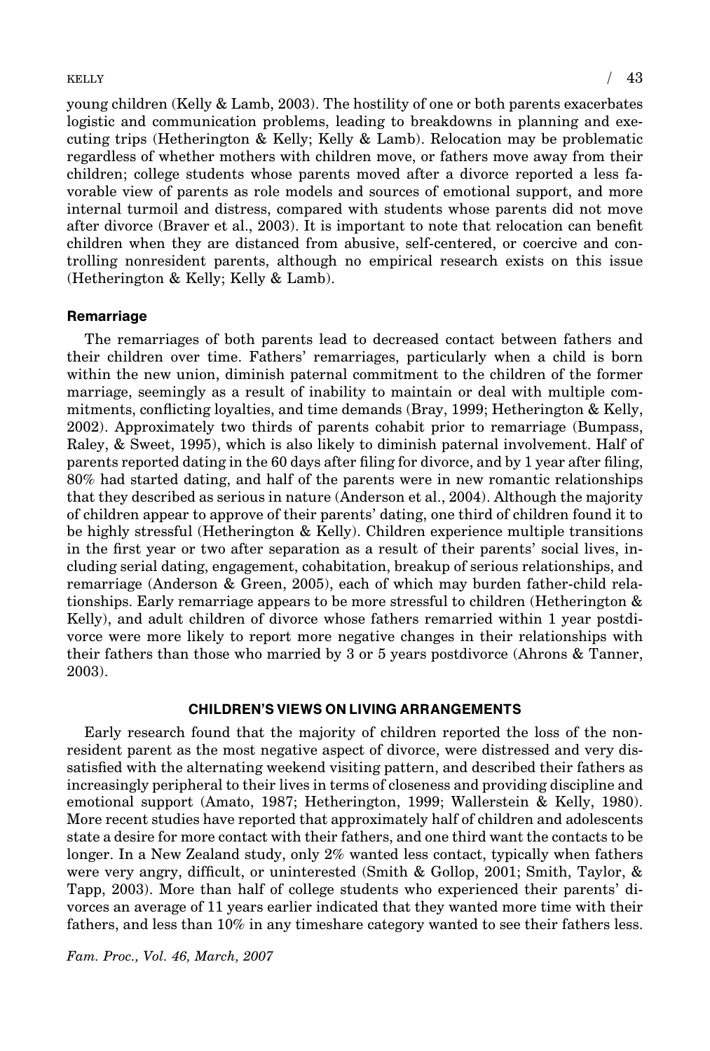young children (Kelly & Lamb, 2003). The hostility of one or both parents exacerbates logistic and communication problems, leading to breakdowns in planning and executing trips (Hetherington & Kelly; Kelly & Lamb). Relocation may be problematic regardless of whether mothers with children move, or fathers move away from their children; college students whose parents moved after a divorce reported a less favorable view of parents as role models and sources of emotional support, and more internal turmoil and distress, compared with students whose parents did not move after divorce (Braver et al., 2003). It is important to note that relocation can benefit children when they are distanced from abusive, self-centered, or coercive and controlling nonresident parents, although no empirical research exists on this issue (Hetherington & Kelly; Kelly & Lamb).

### Remarriage

The remarriages of both parents lead to decreased contact between fathers and their children over time. Fathers' remarriages, particularly when a child is born within the new union, diminish paternal commitment to the children of the former marriage, seemingly as a result of inability to maintain or deal with multiple commitments, conflicting loyalties, and time demands (Bray, 1999; Hetherington & Kelly, 2002). Approximately two thirds of parents cohabit prior to remarriage (Bumpass, Raley, & Sweet, 1995), which is also likely to diminish paternal involvement. Half of parents reported dating in the 60 days after filing for divorce, and by 1 year after filing, 80% had started dating, and half of the parents were in new romantic relationships that they described as serious in nature (Anderson et al., 2004). Although the majority of children appear to approve of their parents' dating, one third of children found it to be highly stressful (Hetherington & Kelly). Children experience multiple transitions in the first year or two after separation as a result of their parents' social lives, including serial dating, engagement, cohabitation, breakup of serious relationships, and remarriage (Anderson & Green, 2005), each of which may burden father-child relationships. Early remarriage appears to be more stressful to children (Hetherington & Kelly), and adult children of divorce whose fathers remarried within 1 year postdivorce were more likely to report more negative changes in their relationships with their fathers than those who married by 3 or 5 years postdivorce (Ahrons & Tanner, 2003).

## CHILDREN'S VIEWS ON LIVING ARRANGEMENTS

Early research found that the majority of children reported the loss of the nonresident parent as the most negative aspect of divorce, were distressed and very dissatisfied with the alternating weekend visiting pattern, and described their fathers as increasingly peripheral to their lives in terms of closeness and providing discipline and emotional support (Amato, 1987; Hetherington, 1999; Wallerstein & Kelly, 1980). More recent studies have reported that approximately half of children and adolescents state a desire for more contact with their fathers, and one third want the contacts to be longer. In a New Zealand study, only 2% wanted less contact, typically when fathers were very angry, difficult, or uninterested (Smith & Gollop, 2001; Smith, Taylor, & Tapp, 2003). More than half of college students who experienced their parents' divorces an average of 11 years earlier indicated that they wanted more time with their fathers, and less than 10% in any timeshare category wanted to see their fathers less.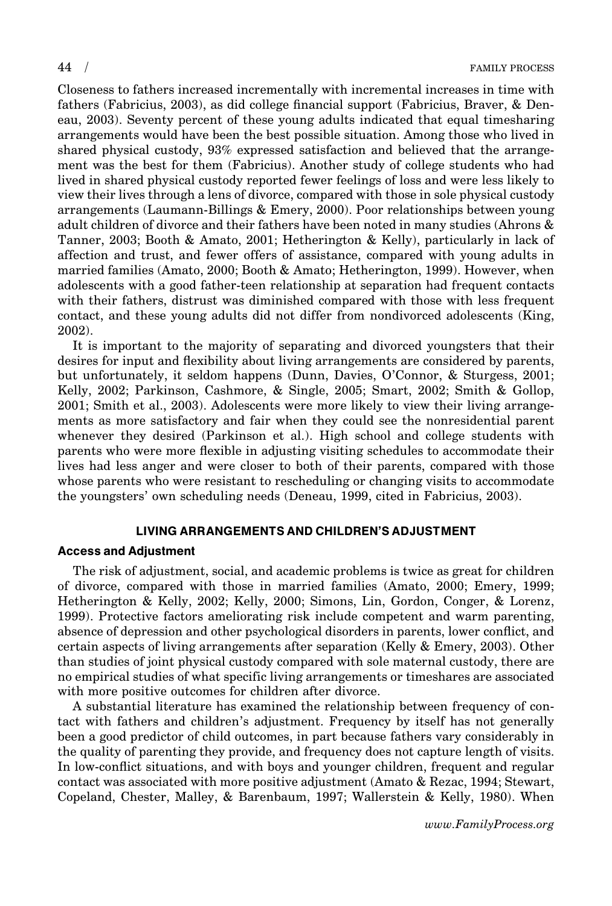Closeness to fathers increased incrementally with incremental increases in time with fathers (Fabricius, 2003), as did college financial support (Fabricius, Braver, & Deneau, 2003). Seventy percent of these young adults indicated that equal timesharing arrangements would have been the best possible situation. Among those who lived in shared physical custody, 93% expressed satisfaction and believed that the arrangement was the best for them (Fabricius). Another study of college students who had lived in shared physical custody reported fewer feelings of loss and were less likely to view their lives through a lens of divorce, compared with those in sole physical custody arrangements (Laumann-Billings & Emery, 2000). Poor relationships between young adult children of divorce and their fathers have been noted in many studies (Ahrons & Tanner, 2003; Booth & Amato, 2001; Hetherington & Kelly), particularly in lack of affection and trust, and fewer offers of assistance, compared with young adults in married families (Amato, 2000; Booth & Amato; Hetherington, 1999). However, when adolescents with a good father-teen relationship at separation had frequent contacts with their fathers, distrust was diminished compared with those with less frequent contact, and these young adults did not differ from nondivorced adolescents (King, 2002).

It is important to the majority of separating and divorced youngsters that their desires for input and flexibility about living arrangements are considered by parents, but unfortunately, it seldom happens (Dunn, Davies, O'Connor, & Sturgess, 2001; Kelly, 2002; Parkinson, Cashmore, & Single, 2005; Smart, 2002; Smith & Gollop, 2001; Smith et al., 2003). Adolescents were more likely to view their living arrangements as more satisfactory and fair when they could see the nonresidential parent whenever they desired (Parkinson et al.). High school and college students with parents who were more flexible in adjusting visiting schedules to accommodate their lives had less anger and were closer to both of their parents, compared with those whose parents who were resistant to rescheduling or changing visits to accommodate the youngsters' own scheduling needs (Deneau, 1999, cited in Fabricius, 2003).

## LIVING ARRANGEMENTS AND CHILDREN'S ADJUSTMENT

### Access and Adjustment

The risk of adjustment, social, and academic problems is twice as great for children of divorce, compared with those in married families (Amato, 2000; Emery, 1999; Hetherington & Kelly, 2002; Kelly, 2000; Simons, Lin, Gordon, Conger, & Lorenz, 1999). Protective factors ameliorating risk include competent and warm parenting, absence of depression and other psychological disorders in parents, lower conflict, and certain aspects of living arrangements after separation (Kelly & Emery, 2003). Other than studies of joint physical custody compared with sole maternal custody, there are no empirical studies of what specific living arrangements or timeshares are associated with more positive outcomes for children after divorce.

A substantial literature has examined the relationship between frequency of contact with fathers and children's adjustment. Frequency by itself has not generally been a good predictor of child outcomes, in part because fathers vary considerably in the quality of parenting they provide, and frequency does not capture length of visits. In low-conflict situations, and with boys and younger children, frequent and regular contact was associated with more positive adjustment (Amato & Rezac, 1994; Stewart, Copeland, Chester, Malley, & Barenbaum, 1997; Wallerstein & Kelly, 1980). When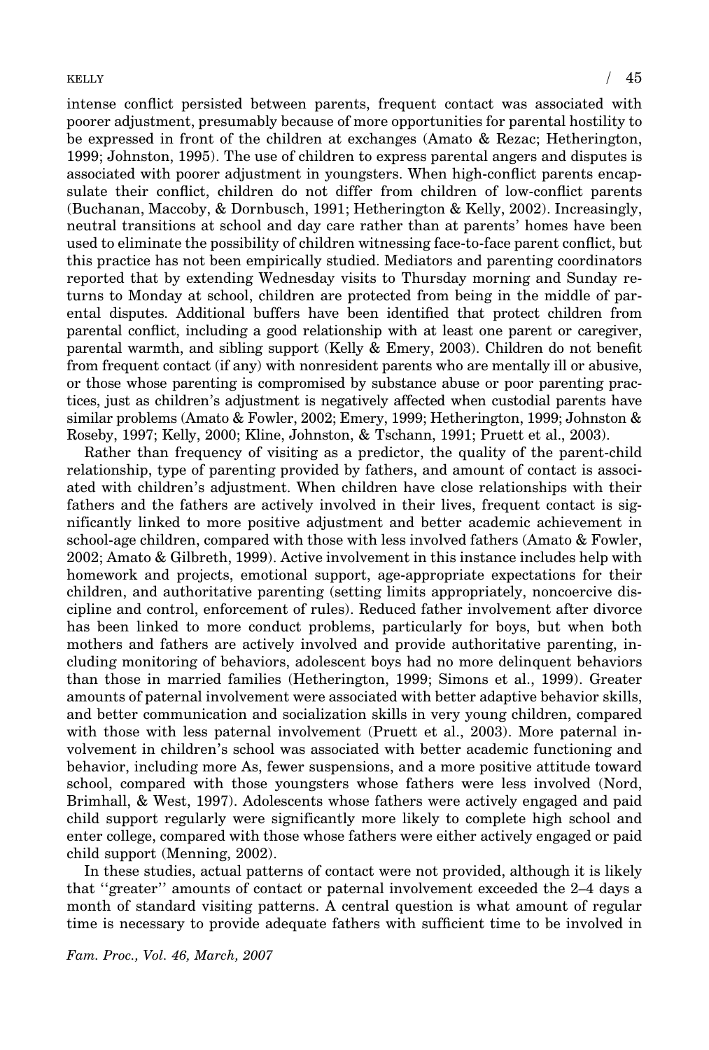intense conflict persisted between parents, frequent contact was associated with poorer adjustment, presumably because of more opportunities for parental hostility to be expressed in front of the children at exchanges (Amato & Rezac; Hetherington, 1999; Johnston, 1995). The use of children to express parental angers and disputes is associated with poorer adjustment in youngsters. When high-conflict parents encapsulate their conflict, children do not differ from children of low-conflict parents (Buchanan, Maccoby, & Dornbusch, 1991; Hetherington & Kelly, 2002). Increasingly, neutral transitions at school and day care rather than at parents' homes have been used to eliminate the possibility of children witnessing face-to-face parent conflict, but this practice has not been empirically studied. Mediators and parenting coordinators reported that by extending Wednesday visits to Thursday morning and Sunday returns to Monday at school, children are protected from being in the middle of parental disputes. Additional buffers have been identified that protect children from parental conflict, including a good relationship with at least one parent or caregiver, parental warmth, and sibling support (Kelly & Emery, 2003). Children do not benefit from frequent contact (if any) with nonresident parents who are mentally ill or abusive, or those whose parenting is compromised by substance abuse or poor parenting practices, just as children's adjustment is negatively affected when custodial parents have similar problems (Amato & Fowler, 2002; Emery, 1999; Hetherington, 1999; Johnston & Roseby, 1997; Kelly, 2000; Kline, Johnston, & Tschann, 1991; Pruett et al., 2003).

Rather than frequency of visiting as a predictor, the quality of the parent-child relationship, type of parenting provided by fathers, and amount of contact is associated with children's adjustment. When children have close relationships with their fathers and the fathers are actively involved in their lives, frequent contact is significantly linked to more positive adjustment and better academic achievement in school-age children, compared with those with less involved fathers (Amato & Fowler, 2002; Amato & Gilbreth, 1999). Active involvement in this instance includes help with homework and projects, emotional support, age-appropriate expectations for their children, and authoritative parenting (setting limits appropriately, noncoercive discipline and control, enforcement of rules). Reduced father involvement after divorce has been linked to more conduct problems, particularly for boys, but when both mothers and fathers are actively involved and provide authoritative parenting, including monitoring of behaviors, adolescent boys had no more delinquent behaviors than those in married families (Hetherington, 1999; Simons et al., 1999). Greater amounts of paternal involvement were associated with better adaptive behavior skills, and better communication and socialization skills in very young children, compared with those with less paternal involvement (Pruett et al., 2003). More paternal involvement in children's school was associated with better academic functioning and behavior, including more As, fewer suspensions, and a more positive attitude toward school, compared with those youngsters whose fathers were less involved (Nord, Brimhall, & West, 1997). Adolescents whose fathers were actively engaged and paid child support regularly were significantly more likely to complete high school and enter college, compared with those whose fathers were either actively engaged or paid child support (Menning, 2002).

In these studies, actual patterns of contact were not provided, although it is likely that ''greater'' amounts of contact or paternal involvement exceeded the 2–4 days a month of standard visiting patterns. A central question is what amount of regular time is necessary to provide adequate fathers with sufficient time to be involved in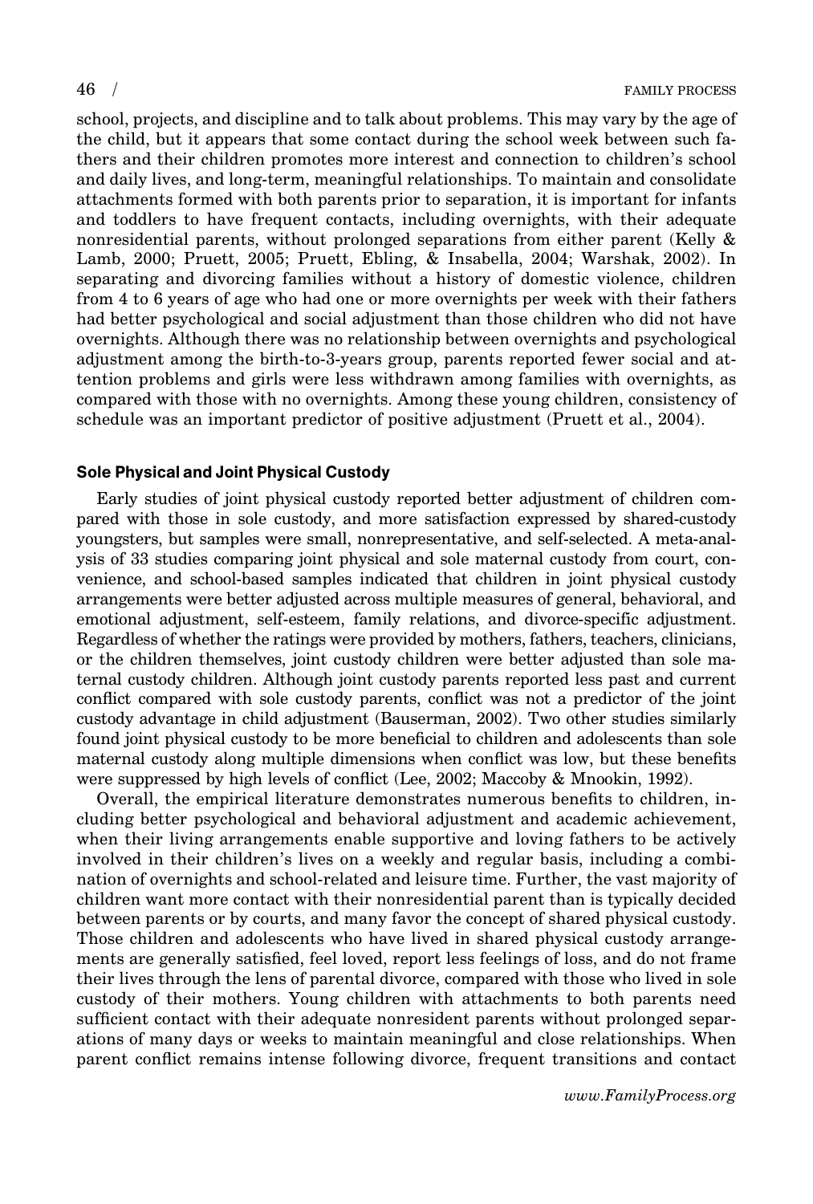school, projects, and discipline and to talk about problems. This may vary by the age of the child, but it appears that some contact during the school week between such fathers and their children promotes more interest and connection to children's school and daily lives, and long-term, meaningful relationships. To maintain and consolidate attachments formed with both parents prior to separation, it is important for infants and toddlers to have frequent contacts, including overnights, with their adequate nonresidential parents, without prolonged separations from either parent (Kelly & Lamb, 2000; Pruett, 2005; Pruett, Ebling, & Insabella, 2004; Warshak, 2002). In separating and divorcing families without a history of domestic violence, children from 4 to 6 years of age who had one or more overnights per week with their fathers had better psychological and social adjustment than those children who did not have overnights. Although there was no relationship between overnights and psychological adjustment among the birth-to-3-years group, parents reported fewer social and attention problems and girls were less withdrawn among families with overnights, as compared with those with no overnights. Among these young children, consistency of schedule was an important predictor of positive adjustment (Pruett et al., 2004).

### Sole Physical and Joint Physical Custody

Early studies of joint physical custody reported better adjustment of children compared with those in sole custody, and more satisfaction expressed by shared-custody youngsters, but samples were small, nonrepresentative, and self-selected. A meta-analysis of 33 studies comparing joint physical and sole maternal custody from court, convenience, and school-based samples indicated that children in joint physical custody arrangements were better adjusted across multiple measures of general, behavioral, and emotional adjustment, self-esteem, family relations, and divorce-specific adjustment. Regardless of whether the ratings were provided by mothers, fathers, teachers, clinicians, or the children themselves, joint custody children were better adjusted than sole maternal custody children. Although joint custody parents reported less past and current conflict compared with sole custody parents, conflict was not a predictor of the joint custody advantage in child adjustment (Bauserman, 2002). Two other studies similarly found joint physical custody to be more beneficial to children and adolescents than sole maternal custody along multiple dimensions when conflict was low, but these benefits were suppressed by high levels of conflict (Lee, 2002; Maccoby & Mnookin, 1992).

Overall, the empirical literature demonstrates numerous benefits to children, including better psychological and behavioral adjustment and academic achievement, when their living arrangements enable supportive and loving fathers to be actively involved in their children's lives on a weekly and regular basis, including a combination of overnights and school-related and leisure time. Further, the vast majority of children want more contact with their nonresidential parent than is typically decided between parents or by courts, and many favor the concept of shared physical custody. Those children and adolescents who have lived in shared physical custody arrangements are generally satisfied, feel loved, report less feelings of loss, and do not frame their lives through the lens of parental divorce, compared with those who lived in sole custody of their mothers. Young children with attachments to both parents need sufficient contact with their adequate nonresident parents without prolonged separations of many days or weeks to maintain meaningful and close relationships. When parent conflict remains intense following divorce, frequent transitions and contact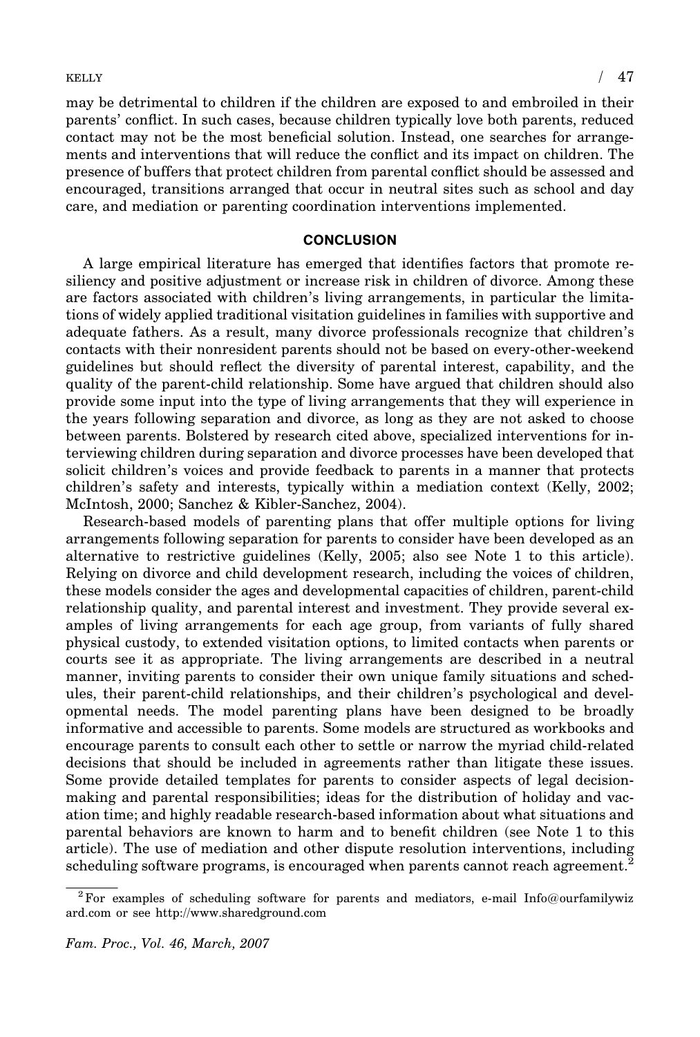may be detrimental to children if the children are exposed to and embroiled in their parents' conflict. In such cases, because children typically love both parents, reduced contact may not be the most beneficial solution. Instead, one searches for arrangements and interventions that will reduce the conflict and its impact on children. The presence of buffers that protect children from parental conflict should be assessed and encouraged, transitions arranged that occur in neutral sites such as school and day care, and mediation or parenting coordination interventions implemented.

## CONCLUSION

A large empirical literature has emerged that identifies factors that promote resiliency and positive adjustment or increase risk in children of divorce. Among these are factors associated with children's living arrangements, in particular the limitations of widely applied traditional visitation guidelines in families with supportive and adequate fathers. As a result, many divorce professionals recognize that children's contacts with their nonresident parents should not be based on every-other-weekend guidelines but should reflect the diversity of parental interest, capability, and the quality of the parent-child relationship. Some have argued that children should also provide some input into the type of living arrangements that they will experience in the years following separation and divorce, as long as they are not asked to choose between parents. Bolstered by research cited above, specialized interventions for interviewing children during separation and divorce processes have been developed that solicit children's voices and provide feedback to parents in a manner that protects children's safety and interests, typically within a mediation context (Kelly, 2002; McIntosh, 2000; Sanchez & Kibler-Sanchez, 2004).

Research-based models of parenting plans that offer multiple options for living arrangements following separation for parents to consider have been developed as an alternative to restrictive guidelines (Kelly, 2005; also see Note 1 to this article). Relying on divorce and child development research, including the voices of children, these models consider the ages and developmental capacities of children, parent-child relationship quality, and parental interest and investment. They provide several examples of living arrangements for each age group, from variants of fully shared physical custody, to extended visitation options, to limited contacts when parents or courts see it as appropriate. The living arrangements are described in a neutral manner, inviting parents to consider their own unique family situations and schedules, their parent-child relationships, and their children's psychological and developmental needs. The model parenting plans have been designed to be broadly informative and accessible to parents. Some models are structured as workbooks and encourage parents to consult each other to settle or narrow the myriad child-related decisions that should be included in agreements rather than litigate these issues. Some provide detailed templates for parents to consider aspects of legal decision-making and parental responsibilities; ideas for the distribution of holiday and vacation time; and highly readable research-based information about what situations and parental behaviors are known to harm and to benefit children (see Note 1 to this article). The use of mediation and other dispute resolution interventions, including scheduling software programs, is encouraged when parents cannot reach agreement.[2]

---

[2] For examples of scheduling software for parents and mediators, e-mail Info@ourfamilywizard.com or see http://www.sharedground.com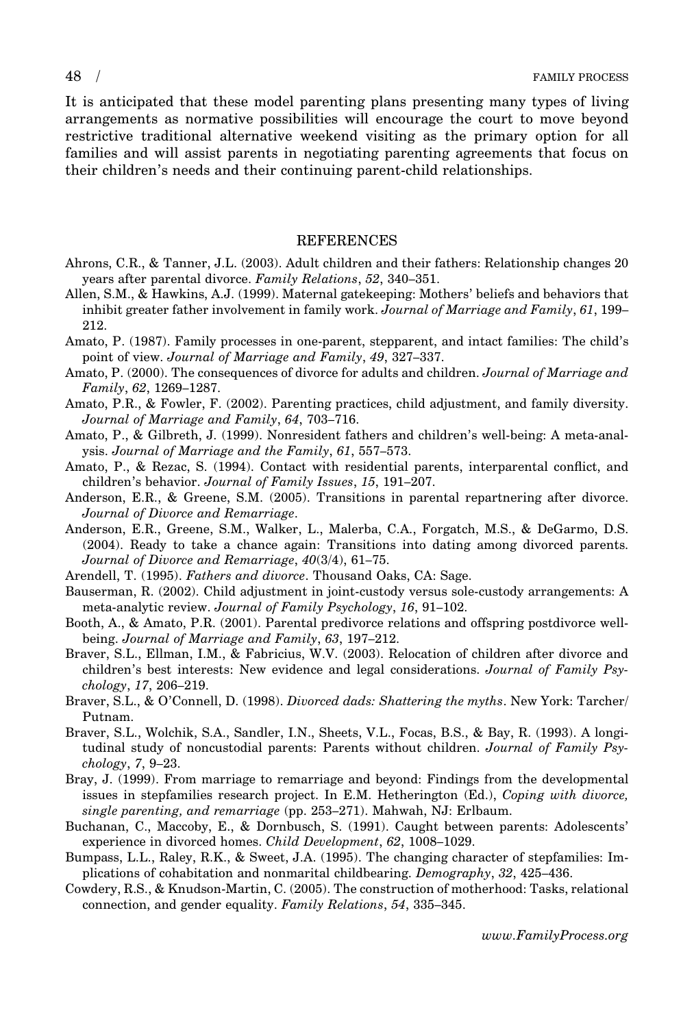It is anticipated that these model parenting plans presenting many types of living arrangements as normative possibilities will encourage the court to move beyond restrictive traditional alternative weekend visiting as the primary option for all families and will assist parents in negotiating parenting agreements that focus on their children's needs and their continuing parent-child relationships.

## REFERENCES

Ahrons, C.R., & Tanner, J.L. (2003). Adult children and their fathers: Relationship changes 20 years after parental divorce. *Family Relations*, *52*, 340–351.

Allen, S.M., & Hawkins, A.J. (1999). Maternal gatekeeping: Mothers' beliefs and behaviors that inhibit greater father involvement in family work. *Journal of Marriage and Family*, *61*, 199–212.

Amato, P. (1987). Family processes in one-parent, stepparent, and intact families: The child's point of view. *Journal of Marriage and Family*, *49*, 327–337.

Amato, P. (2000). The consequences of divorce for adults and children. *Journal of Marriage and Family*, *62*, 1269–1287.

Amato, P.R., & Fowler, F. (2002). Parenting practices, child adjustment, and family diversity. *Journal of Marriage and Family*, *64*, 703–716.

Amato, P., & Gilbreth, J. (1999). Nonresident fathers and children's well-being: A meta-analysis. *Journal of Marriage and the Family*, *61*, 557–573.

Amato, P., & Rezac, S. (1994). Contact with residential parents, interparental conflict, and children's behavior. *Journal of Family Issues*, *15*, 191–207.

Anderson, E.R., & Greene, S.M. (2005). Transitions in parental repartnering after divorce. *Journal of Divorce and Remarriage*.

Anderson, E.R., Greene, S.M., Walker, L., Malerba, C.A., Forgatch, M.S., & DeGarmo, D.S. (2004). Ready to take a chance again: Transitions into dating among divorced parents. *Journal of Divorce and Remarriage*, *40*(3/4), 61–75.

Arendell, T. (1995). *Fathers and divorce*. Thousand Oaks, CA: Sage.

Bauserman, R. (2002). Child adjustment in joint-custody versus sole-custody arrangements: A meta-analytic review. *Journal of Family Psychology*, *16*, 91–102.

Booth, A., & Amato, P.R. (2001). Parental predivorce relations and offspring postdivorce well-being. *Journal of Marriage and Family*, *63*, 197–212.

Braver, S.L., Ellman, I.M., & Fabricius, W.V. (2003). Relocation of children after divorce and children's best interests: New evidence and legal considerations. *Journal of Family Psychology*, *17*, 206–219.

Braver, S.L., & O'Connell, D. (1998). *Divorced dads: Shattering the myths*. New York: Tarcher/Putnam.

Braver, S.L., Wolchik, S.A., Sandler, I.N., Sheets, V.L., Focas, B.S., & Bay, R. (1993). A longitudinal study of noncustodial parents: Parents without children. *Journal of Family Psychology*, *7*, 9–23.

Bray, J. (1999). From marriage to remarriage and beyond: Findings from the developmental issues in stepfamilies research project. In E.M. Hetherington (Ed.), *Coping with divorce, single parenting, and remarriage* (pp. 253–271). Mahwah, NJ: Erlbaum.

Buchanan, C., Maccoby, E., & Dornbusch, S. (1991). Caught between parents: Adolescents' experience in divorced homes. *Child Development*, *62*, 1008–1029.

Bumpass, L.L., Raley, R.K., & Sweet, J.A. (1995). The changing character of stepfamilies: Implications of cohabitation and nonmarital childbearing. *Demography*, *32*, 425–436.

Cowdery, R.S., & Knudson-Martin, C. (2005). The construction of motherhood: Tasks, relational connection, and gender equality. *Family Relations*, *54*, 335–345.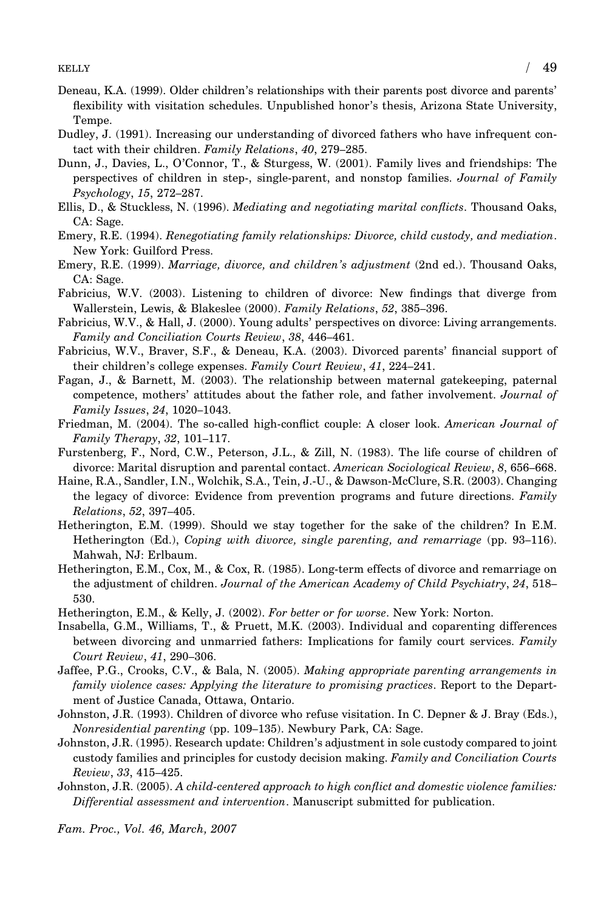Deneau, K.A. (1999). Older children's relationships with their parents post divorce and parents' flexibility with visitation schedules. Unpublished honor's thesis, Arizona State University, Tempe.

Dudley, J. (1991). Increasing our understanding of divorced fathers who have infrequent contact with their children. *Family Relations*, *40*, 279–285.

Dunn, J., Davies, L., O'Connor, T., & Sturgess, W. (2001). Family lives and friendships: The perspectives of children in step-, single-parent, and nonstop families. *Journal of Family Psychology*, *15*, 272–287.

Ellis, D., & Stuckless, N. (1996). *Mediating and negotiating marital conflicts*. Thousand Oaks, CA: Sage.

Emery, R.E. (1994). *Renegotiating family relationships: Divorce, child custody, and mediation*. New York: Guilford Press.

Emery, R.E. (1999). *Marriage, divorce, and children's adjustment* (2nd ed.). Thousand Oaks, CA: Sage.

Fabricius, W.V. (2003). Listening to children of divorce: New findings that diverge from Wallerstein, Lewis, & Blakeslee (2000). *Family Relations*, *52*, 385–396.

Fabricius, W.V., & Hall, J. (2000). Young adults' perspectives on divorce: Living arrangements. *Family and Conciliation Courts Review*, *38*, 446–461.

Fabricius, W.V., Braver, S.F., & Deneau, K.A. (2003). Divorced parents' financial support of their children's college expenses. *Family Court Review*, *41*, 224–241.

Fagan, J., & Barnett, M. (2003). The relationship between maternal gatekeeping, paternal competence, mothers' attitudes about the father role, and father involvement. *Journal of Family Issues*, *24*, 1020–1043.

Friedman, M. (2004). The so-called high-conflict couple: A closer look. *American Journal of Family Therapy*, *32*, 101–117.

Furstenberg, F., Nord, C.W., Peterson, J.L., & Zill, N. (1983). The life course of children of divorce: Marital disruption and parental contact. *American Sociological Review*, *8*, 656–668.

Haine, R.A., Sandler, I.N., Wolchik, S.A., Tein, J.-U., & Dawson-McClure, S.R. (2003). Changing the legacy of divorce: Evidence from prevention programs and future directions. *Family Relations*, *52*, 397–405.

Hetherington, E.M. (1999). Should we stay together for the sake of the children? In E.M. Hetherington (Ed.), *Coping with divorce, single parenting, and remarriage* (pp. 93–116). Mahwah, NJ: Erlbaum.

Hetherington, E.M., Cox, M., & Cox, R. (1985). Long-term effects of divorce and remarriage on the adjustment of children. *Journal of the American Academy of Child Psychiatry*, *24*, 518–530.

Hetherington, E.M., & Kelly, J. (2002). *For better or for worse*. New York: Norton.

Insabella, G.M., Williams, T., & Pruett, M.K. (2003). Individual and coparenting differences between divorcing and unmarried fathers: Implications for family court services. *Family Court Review*, *41*, 290–306.

Jaffee, P.G., Crooks, C.V., & Bala, N. (2005). *Making appropriate parenting arrangements in family violence cases: Applying the literature to promising practices*. Report to the Department of Justice Canada, Ottawa, Ontario.

Johnston, J.R. (1993). Children of divorce who refuse visitation. In C. Depner & J. Bray (Eds.), *Nonresidential parenting* (pp. 109–135). Newbury Park, CA: Sage.

Johnston, J.R. (1995). Research update: Children's adjustment in sole custody compared to joint custody families and principles for custody decision making. *Family and Conciliation Courts Review*, *33*, 415–425.

Johnston, J.R. (2005). *A child-centered approach to high conflict and domestic violence families: Differential assessment and intervention*. Manuscript submitted for publication.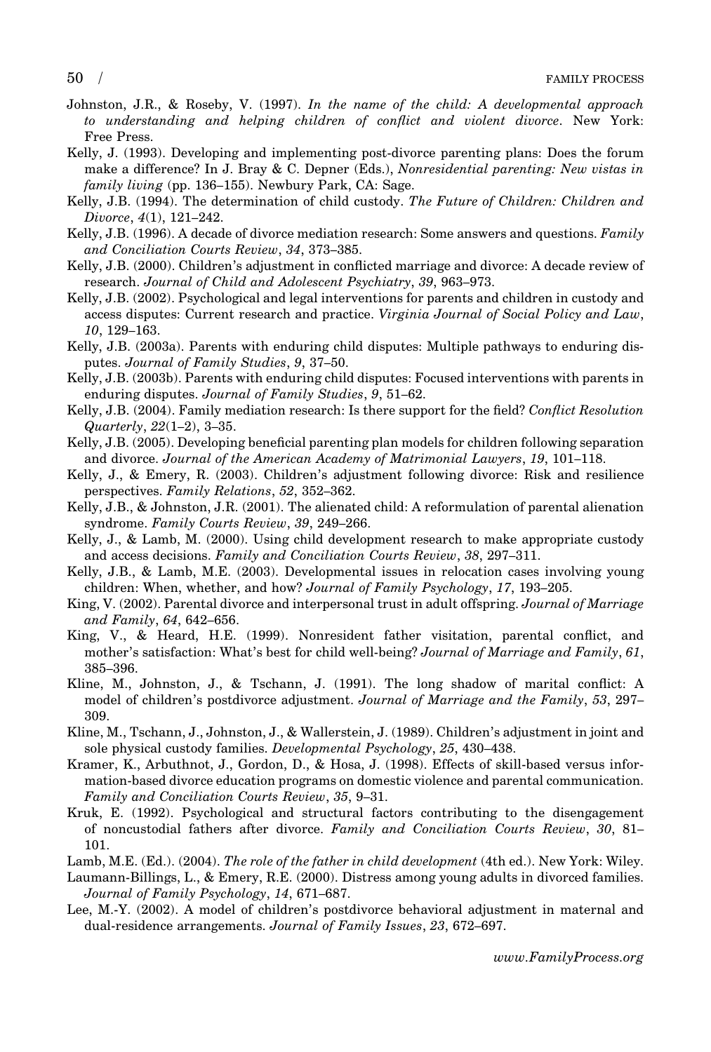Johnston, J.R., & Roseby, V. (1997). *In the name of the child: A developmental approach to understanding and helping children of conflict and violent divorce*. New York: Free Press.

Kelly, J. (1993). Developing and implementing post-divorce parenting plans: Does the forum make a difference? In J. Bray & C. Depner (Eds.), *Nonresidential parenting: New vistas in family living* (pp. 136–155). Newbury Park, CA: Sage.

Kelly, J.B. (1994). The determination of child custody. *The Future of Children: Children and Divorce*, *4*(1), 121–242.

Kelly, J.B. (1996). A decade of divorce mediation research: Some answers and questions. *Family and Conciliation Courts Review*, *34*, 373–385.

Kelly, J.B. (2000). Children's adjustment in conflicted marriage and divorce: A decade review of research. *Journal of Child and Adolescent Psychiatry*, *39*, 963–973.

Kelly, J.B. (2002). Psychological and legal interventions for parents and children in custody and access disputes: Current research and practice. *Virginia Journal of Social Policy and Law*, *10*, 129–163.

Kelly, J.B. (2003a). Parents with enduring child disputes: Multiple pathways to enduring disputes. *Journal of Family Studies*, *9*, 37–50.

Kelly, J.B. (2003b). Parents with enduring child disputes: Focused interventions with parents in enduring disputes. *Journal of Family Studies*, *9*, 51–62.

Kelly, J.B. (2004). Family mediation research: Is there support for the field? *Conflict Resolution Quarterly*, *22*(1–2), 3–35.

Kelly, J.B. (2005). Developing beneficial parenting plan models for children following separation and divorce. *Journal of the American Academy of Matrimonial Lawyers*, *19*, 101–118.

Kelly, J., & Emery, R. (2003). Children's adjustment following divorce: Risk and resilience perspectives. *Family Relations*, *52*, 352–362.

Kelly, J.B., & Johnston, J.R. (2001). The alienated child: A reformulation of parental alienation syndrome. *Family Courts Review*, *39*, 249–266.

Kelly, J., & Lamb, M. (2000). Using child development research to make appropriate custody and access decisions. *Family and Conciliation Courts Review*, *38*, 297–311.

Kelly, J.B., & Lamb, M.E. (2003). Developmental issues in relocation cases involving young children: When, whether, and how? *Journal of Family Psychology*, *17*, 193–205.

King, V. (2002). Parental divorce and interpersonal trust in adult offspring. *Journal of Marriage and Family*, *64*, 642–656.

King, V., & Heard, H.E. (1999). Nonresident father visitation, parental conflict, and mother's satisfaction: What's best for child well-being? *Journal of Marriage and Family*, *61*, 385–396.

Kline, M., Johnston, J., & Tschann, J. (1991). The long shadow of marital conflict: A model of children's postdivorce adjustment. *Journal of Marriage and the Family*, *53*, 297–309.

Kline, M., Tschann, J., Johnston, J., & Wallerstein, J. (1989). Children's adjustment in joint and sole physical custody families. *Developmental Psychology*, *25*, 430–438.

Kramer, K., Arbuthnot, J., Gordon, D., & Hosa, J. (1998). Effects of skill-based versus information-based divorce education programs on domestic violence and parental communication. *Family and Conciliation Courts Review*, *35*, 9–31.

Kruk, E. (1992). Psychological and structural factors contributing to the disengagement of noncustodial fathers after divorce. *Family and Conciliation Courts Review*, *30*, 81–101.

Lamb, M.E. (Ed.). (2004). *The role of the father in child development* (4th ed.). New York: Wiley.

Laumann-Billings, L., & Emery, R.E. (2000). Distress among young adults in divorced families. *Journal of Family Psychology*, *14*, 671–687.

Lee, M.-Y. (2002). A model of children's postdivorce behavioral adjustment in maternal and dual-residence arrangements. *Journal of Family Issues*, *23*, 672–697.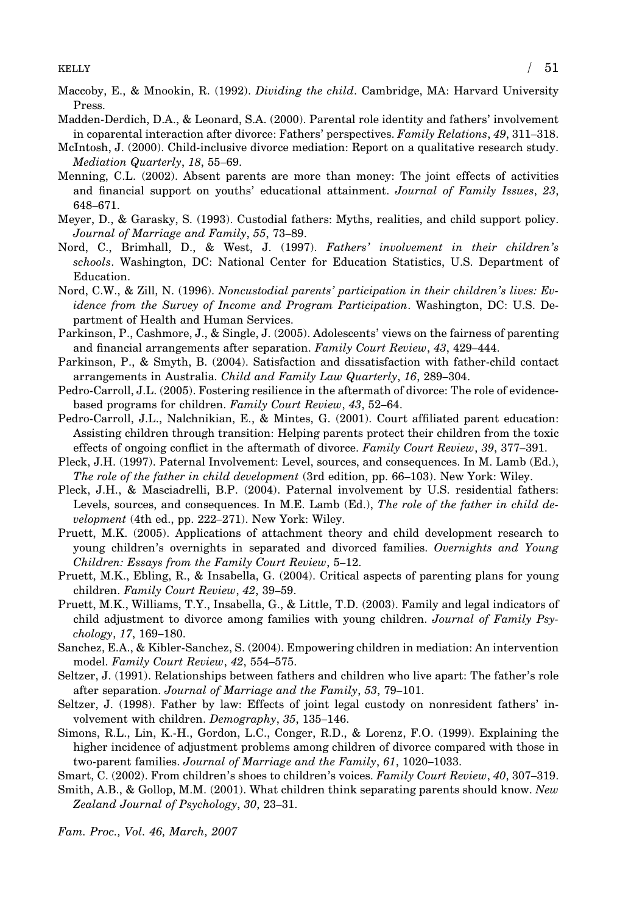Maccoby, E., & Mnookin, R. (1992). *Dividing the child*. Cambridge, MA: Harvard University Press.

Madden-Derdich, D.A., & Leonard, S.A. (2000). Parental role identity and fathers' involvement in coparental interaction after divorce: Fathers' perspectives. *Family Relations*, *49*, 311–318.

McIntosh, J. (2000). Child-inclusive divorce mediation: Report on a qualitative research study. *Mediation Quarterly*, *18*, 55–69.

Menning, C.L. (2002). Absent parents are more than money: The joint effects of activities and financial support on youths' educational attainment. *Journal of Family Issues*, *23*, 648–671.

Meyer, D., & Garasky, S. (1993). Custodial fathers: Myths, realities, and child support policy. *Journal of Marriage and Family*, *55*, 73–89.

Nord, C., Brimhall, D., & West, J. (1997). *Fathers' involvement in their children's schools*. Washington, DC: National Center for Education Statistics, U.S. Department of Education.

Nord, C.W., & Zill, N. (1996). *Noncustodial parents' participation in their children's lives: Evidence from the Survey of Income and Program Participation*. Washington, DC: U.S. Department of Health and Human Services.

Parkinson, P., Cashmore, J., & Single, J. (2005). Adolescents' views on the fairness of parenting and financial arrangements after separation. *Family Court Review*, *43*, 429–444.

Parkinson, P., & Smyth, B. (2004). Satisfaction and dissatisfaction with father-child contact arrangements in Australia. *Child and Family Law Quarterly*, *16*, 289–304.

Pedro-Carroll, J.L. (2005). Fostering resilience in the aftermath of divorce: The role of evidence-based programs for children. *Family Court Review*, *43*, 52–64.

Pedro-Carroll, J.L., Nalchnikian, E., & Mintes, G. (2001). Court affiliated parent education: Assisting children through transition: Helping parents protect their children from the toxic effects of ongoing conflict in the aftermath of divorce. *Family Court Review*, *39*, 377–391.

Pleck, J.H. (1997). Paternal Involvement: Level, sources, and consequences. In M. Lamb (Ed.), *The role of the father in child development* (3rd edition, pp. 66–103). New York: Wiley.

Pleck, J.H., & Masciadrelli, B.P. (2004). Paternal involvement by U.S. residential fathers: Levels, sources, and consequences. In M.E. Lamb (Ed.), *The role of the father in child development* (4th ed., pp. 222–271). New York: Wiley.

Pruett, M.K. (2005). Applications of attachment theory and child development research to young children's overnights in separated and divorced families. *Overnights and Young Children: Essays from the Family Court Review*, 5–12.

Pruett, M.K., Ebling, R., & Insabella, G. (2004). Critical aspects of parenting plans for young children. *Family Court Review*, *42*, 39–59.

Pruett, M.K., Williams, T.Y., Insabella, G., & Little, T.D. (2003). Family and legal indicators of child adjustment to divorce among families with young children. *Journal of Family Psychology*, *17*, 169–180.

Sanchez, E.A., & Kibler-Sanchez, S. (2004). Empowering children in mediation: An intervention model. *Family Court Review*, *42*, 554–575.

Seltzer, J. (1991). Relationships between fathers and children who live apart: The father's role after separation. *Journal of Marriage and the Family*, *53*, 79–101.

Seltzer, J. (1998). Father by law: Effects of joint legal custody on nonresident fathers' involvement with children. *Demography*, *35*, 135–146.

Simons, R.L., Lin, K.-H., Gordon, L.C., Conger, R.D., & Lorenz, F.O. (1999). Explaining the higher incidence of adjustment problems among children of divorce compared with those in two-parent families. *Journal of Marriage and the Family*, *61*, 1020–1033.

Smart, C. (2002). From children's shoes to children's voices. *Family Court Review*, *40*, 307–319.

Smith, A.B., & Gollop, M.M. (2001). What children think separating parents should know. *New Zealand Journal of Psychology*, *30*, 23–31.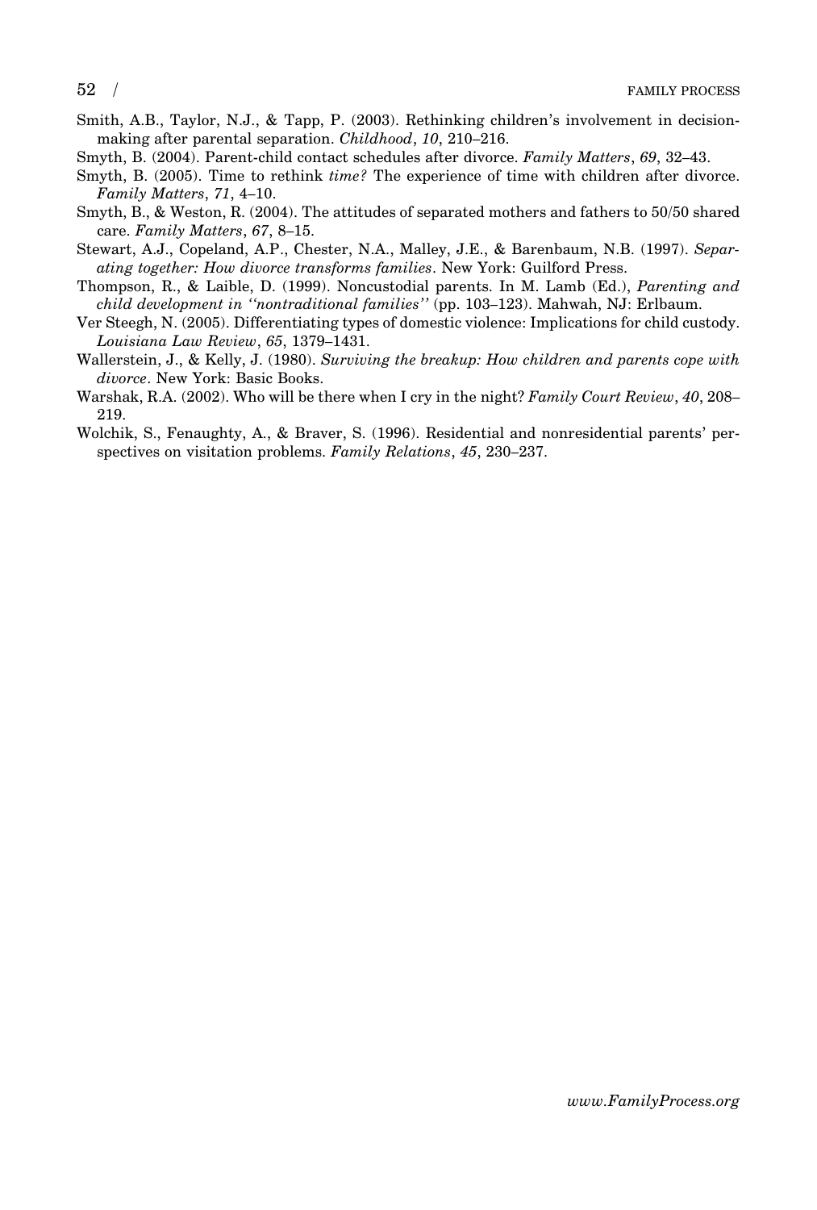Smith, A.B., Taylor, N.J., & Tapp, P. (2003). Rethinking children's involvement in decision-making after parental separation. *Childhood*, *10*, 210–216.

Smyth, B. (2004). Parent-child contact schedules after divorce. *Family Matters*, *69*, 32–43.

Smyth, B. (2005). Time to rethink *time?* The experience of time with children after divorce. *Family Matters*, *71*, 4–10.

Smyth, B., & Weston, R. (2004). The attitudes of separated mothers and fathers to 50/50 shared care. *Family Matters*, *67*, 8–15.

Stewart, A.J., Copeland, A.P., Chester, N.A., Malley, J.E., & Barenbaum, N.B. (1997). *Separating together: How divorce transforms families*. New York: Guilford Press.

Thompson, R., & Laible, D. (1999). Noncustodial parents. In M. Lamb (Ed.), *Parenting and child development in ''nontraditional families''* (pp. 103–123). Mahwah, NJ: Erlbaum.

Ver Steegh, N. (2005). Differentiating types of domestic violence: Implications for child custody. *Louisiana Law Review*, *65*, 1379–1431.

Wallerstein, J., & Kelly, J. (1980). *Surviving the breakup: How children and parents cope with divorce*. New York: Basic Books.

Warshak, R.A. (2002). Who will be there when I cry in the night? *Family Court Review*, *40*, 208–219.

Wolchik, S., Fenaughty, A., & Braver, S. (1996). Residential and nonresidential parents' perspectives on visitation problems. *Family Relations*, *45*, 230–237.